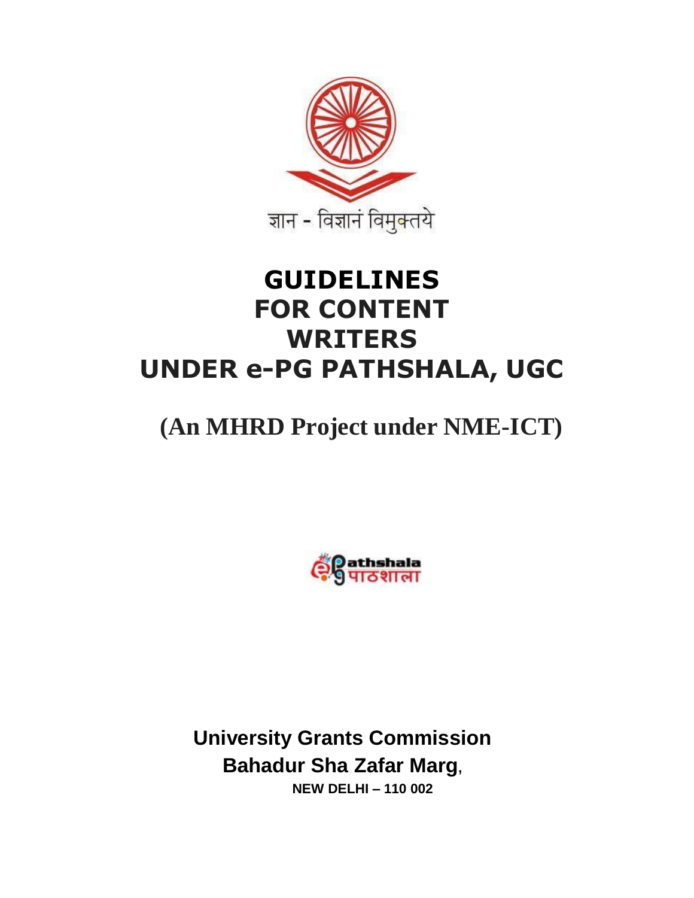ज्ञान - विज्ञानं विमुक्तये

# GUIDELINES FOR CONTENT WRITERS UNDER e-PG PATHSHALA, UGC

## (An MHRD Project under NME-ICT)

e-Pathshala पाठशाला

**University Grants Commission**
**Bahadur Sha Zafar Marg**,
**NEW DELHI – 110 002**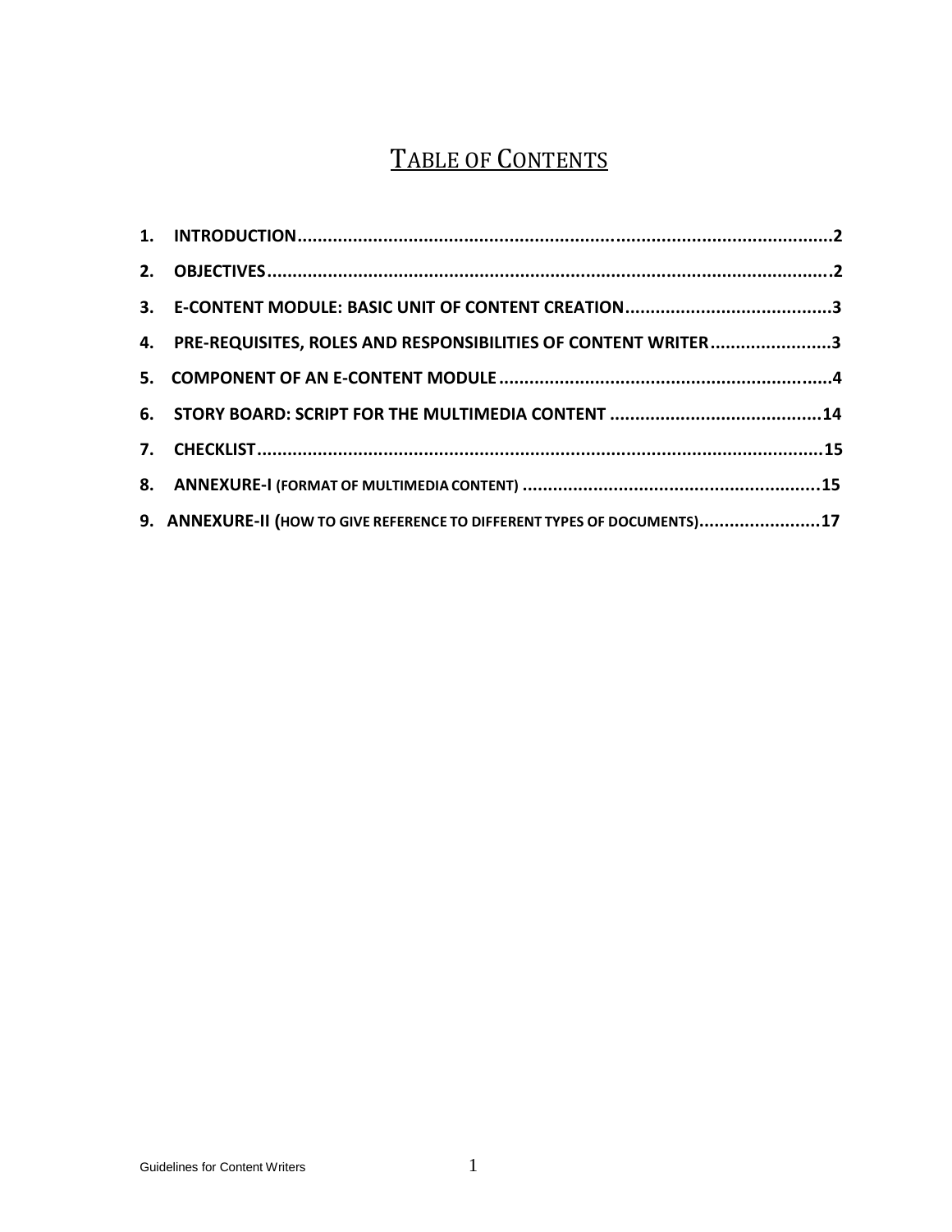# TABLE OF CONTENTS

1. **INTRODUCTION**...........................................................................................................**2**
2. **OBJECTIVES**.................................................................................................................**2**
3. **E-CONTENT MODULE: BASIC UNIT OF CONTENT CREATION**..........................................**3**
4. **PRE-REQUISITES, ROLES AND RESPONSIBILITIES OF CONTENT WRITER**........................**3**
5. **COMPONENT OF AN E-CONTENT MODULE**..................................................................**4**
6. **STORY BOARD: SCRIPT FOR THE MULTIMEDIA CONTENT** ..........................................**14**
7. **CHECKLIST**...............................................................................................................**15**
8. **ANNEXURE-I** (FORMAT OF MULTIMEDIA CONTENT) ...........................................................**15**
9. **ANNEXURE-II** (HOW TO GIVE REFERENCE TO DIFFERENT TYPES OF DOCUMENTS)........................**17**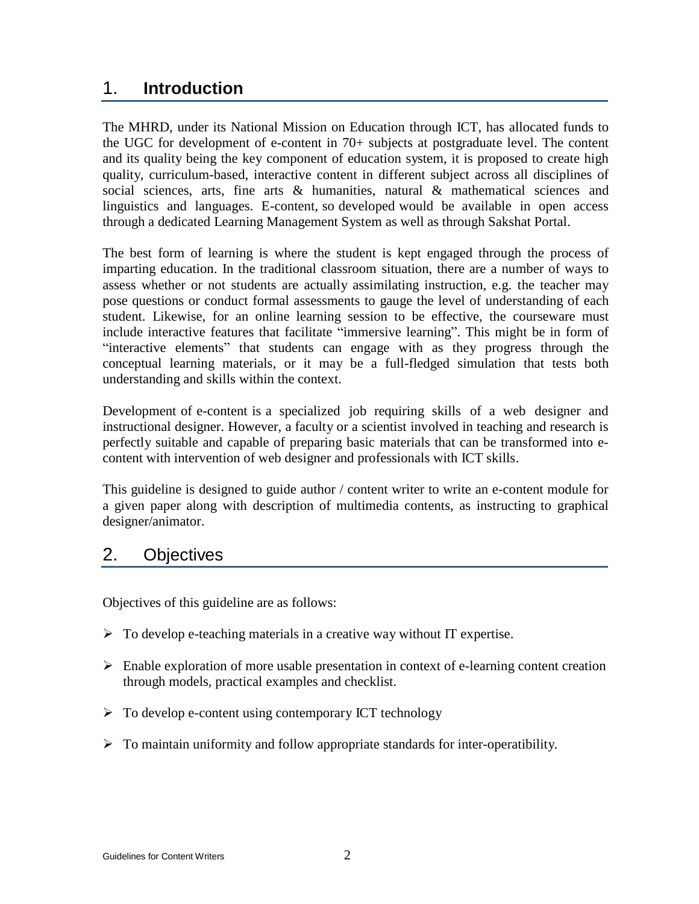## 1. **Introduction**

The MHRD, under its National Mission on Education through ICT, has allocated funds to the UGC for development of e-content in 70+ subjects at postgraduate level. The content and its quality being the key component of education system, it is proposed to create high quality, curriculum-based, interactive content in different subject across all disciplines of social sciences, arts, fine arts & humanities, natural & mathematical sciences and linguistics and languages. E-content, so developed would be available in open access through a dedicated Learning Management System as well as through Sakshat Portal.

The best form of learning is where the student is kept engaged through the process of imparting education. In the traditional classroom situation, there are a number of ways to assess whether or not students are actually assimilating instruction, e.g. the teacher may pose questions or conduct formal assessments to gauge the level of understanding of each student. Likewise, for an online learning session to be effective, the courseware must include interactive features that facilitate "immersive learning". This might be in form of "interactive elements" that students can engage with as they progress through the conceptual learning materials, or it may be a full-fledged simulation that tests both understanding and skills within the context.

Development of e-content is a specialized job requiring skills of a web designer and instructional designer. However, a faculty or a scientist involved in teaching and research is perfectly suitable and capable of preparing basic materials that can be transformed into e-content with intervention of web designer and professionals with ICT skills.

This guideline is designed to guide author / content writer to write an e-content module for a given paper along with description of multimedia contents, as instructing to graphical designer/animator.

## 2. Objectives

Objectives of this guideline are as follows:

- To develop e-teaching materials in a creative way without IT expertise.
- Enable exploration of more usable presentation in context of e-learning content creation through models, practical examples and checklist.
- To develop e-content using contemporary ICT technology
- To maintain uniformity and follow appropriate standards for inter-operatibility.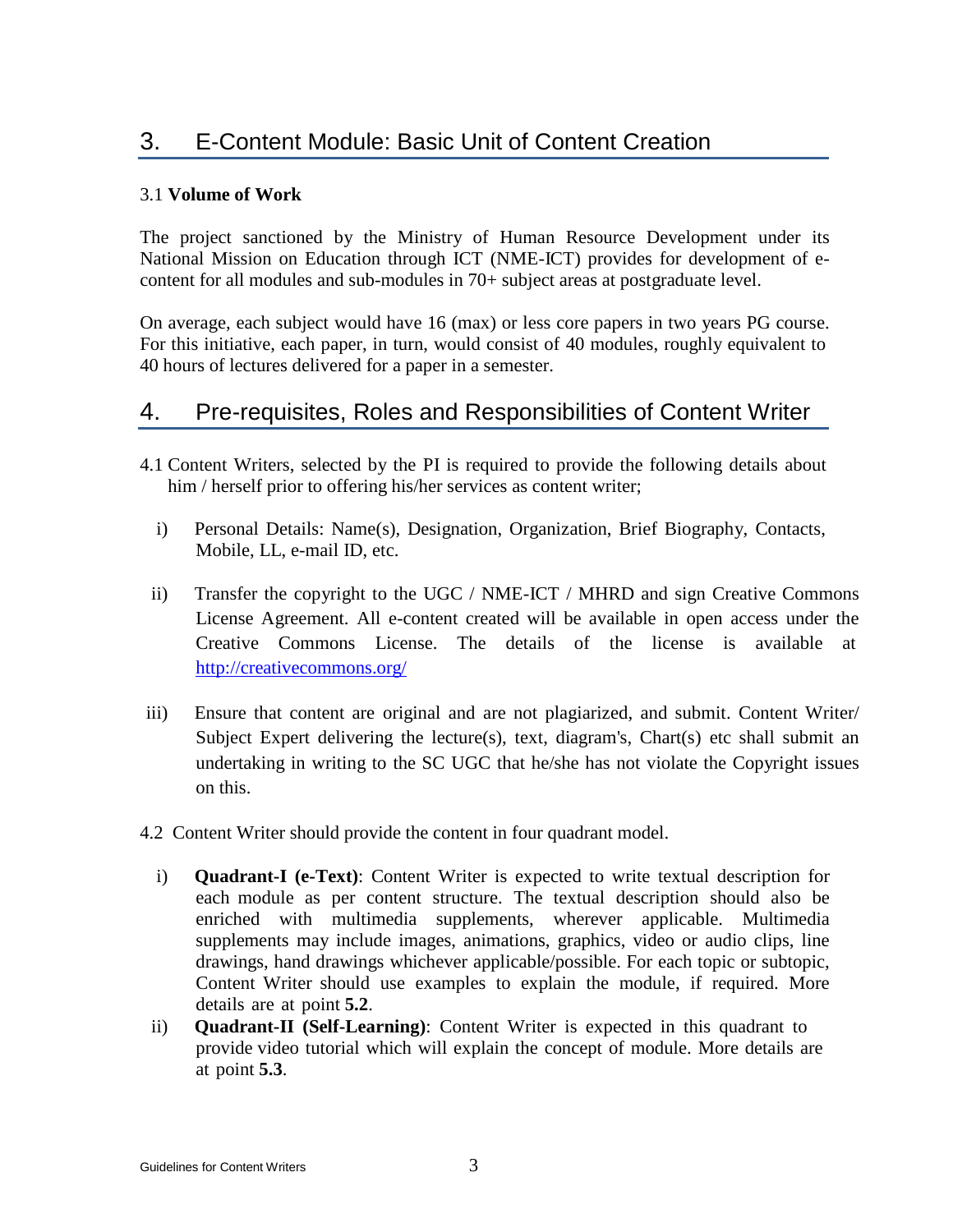## 3. E-Content Module: Basic Unit of Content Creation

3.1 **Volume of Work**

The project sanctioned by the Ministry of Human Resource Development under its National Mission on Education through ICT (NME-ICT) provides for development of e-content for all modules and sub-modules in 70+ subject areas at postgraduate level.

On average, each subject would have 16 (max) or less core papers in two years PG course. For this initiative, each paper, in turn, would consist of 40 modules, roughly equivalent to 40 hours of lectures delivered for a paper in a semester.

## 4. Pre-requisites, Roles and Responsibilities of Content Writer

4.1 Content Writers, selected by the PI is required to provide the following details about him / herself prior to offering his/her services as content writer;

i) Personal Details: Name(s), Designation, Organization, Brief Biography, Contacts, Mobile, LL, e-mail ID, etc.

ii) Transfer the copyright to the UGC / NME-ICT / MHRD and sign Creative Commons License Agreement. All e-content created will be available in open access under the Creative Commons License. The details of the license is available at http://creativecommons.org/

iii) Ensure that content are original and are not plagiarized, and submit. Content Writer/ Subject Expert delivering the lecture(s), text, diagram's, Chart(s) etc shall submit an undertaking in writing to the SC UGC that he/she has not violate the Copyright issues on this.

4.2 Content Writer should provide the content in four quadrant model.

i) **Quadrant-I (e-Text)**: Content Writer is expected to write textual description for each module as per content structure. The textual description should also be enriched with multimedia supplements, wherever applicable. Multimedia supplements may include images, animations, graphics, video or audio clips, line drawings, hand drawings whichever applicable/possible. For each topic or subtopic, Content Writer should use examples to explain the module, if required. More details are at point **5.2**.

ii) **Quadrant-II (Self-Learning)**: Content Writer is expected in this quadrant to provide video tutorial which will explain the concept of module. More details are at point **5.3**.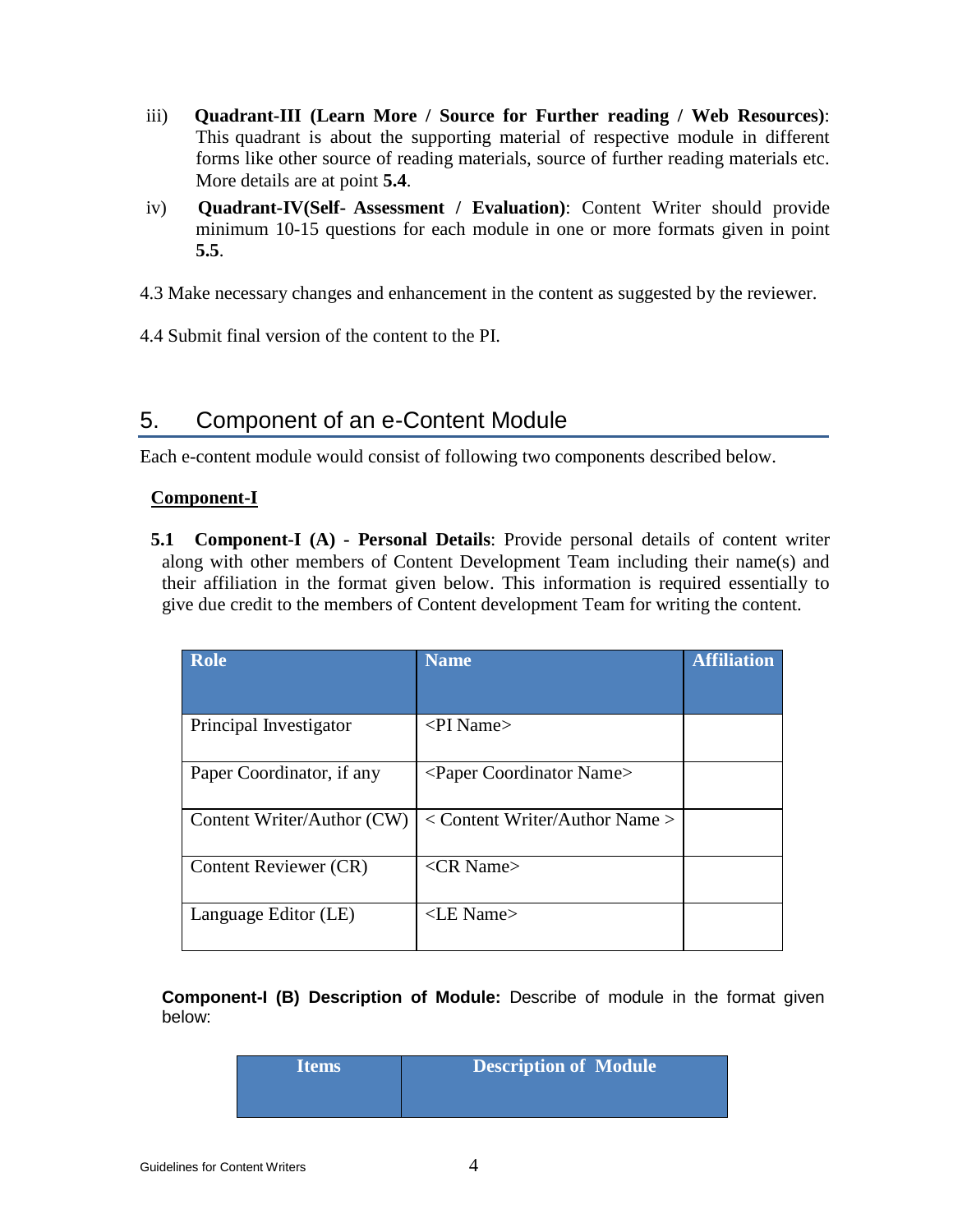iii) **Quadrant-III (Learn More / Source for Further reading / Web Resources)**: This quadrant is about the supporting material of respective module in different forms like other source of reading materials, source of further reading materials etc. More details are at point **5.4**.

iv) **Quadrant-IV(Self- Assessment / Evaluation)**: Content Writer should provide minimum 10-15 questions for each module in one or more formats given in point **5.5**.

4.3 Make necessary changes and enhancement in the content as suggested by the reviewer.

4.4 Submit final version of the content to the PI.

## 5. Component of an e-Content Module

Each e-content module would consist of following two components described below.

**Component-I**

**5.1 Component-I (A) - Personal Details**: Provide personal details of content writer along with other members of Content Development Team including their name(s) and their affiliation in the format given below. This information is required essentially to give due credit to the members of Content development Team for writing the content.

| Role | Name | Affiliation |
|---|---|---|
| Principal Investigator | <PI Name> | |
| Paper Coordinator, if any | <Paper Coordinator Name> | |
| Content Writer/Author (CW) | < Content Writer/Author Name > | |
| Content Reviewer (CR) | <CR Name> | |
| Language Editor (LE) | <LE Name> | |

**Component-I (B) Description of Module:** Describe of module in the format given below:

| Items | Description of Module |
|---|---|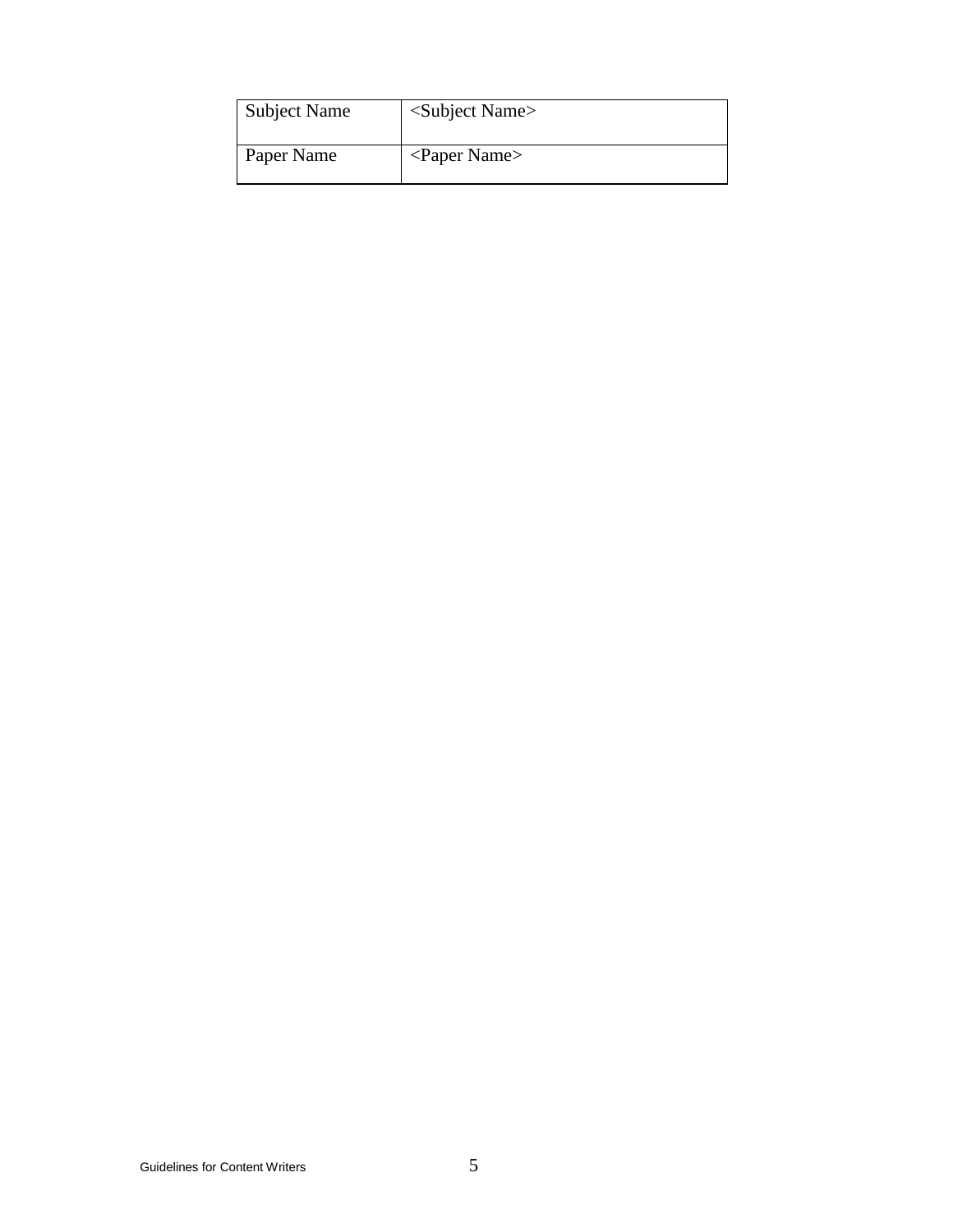| Subject Name | <Subject Name> |
| --- | --- |
| Paper Name | <Paper Name> |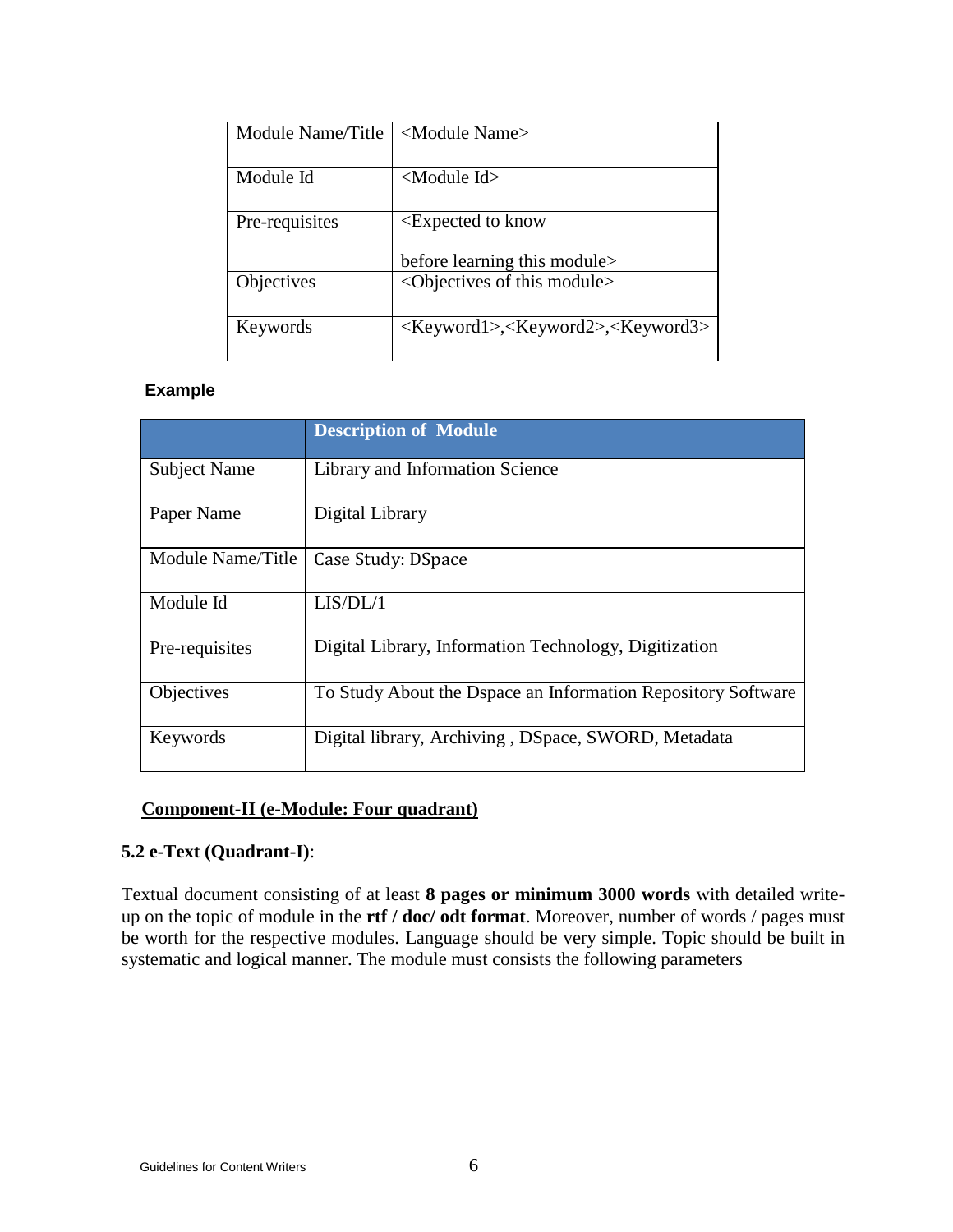| Module Name/Title | <Module Name> |
|---|---|
| Module Id | <Module Id> |
| Pre-requisites | <Expected to know before learning this module> |
| Objectives | <Objectives of this module> |
| Keywords | <Keyword1>,<Keyword2>,<Keyword3> |

**Example**

| | **Description of Module** |
|---|---|
| Subject Name | Library and Information Science |
| Paper Name | Digital Library |
| Module Name/Title | Case Study: DSpace |
| Module Id | LIS/DL/1 |
| Pre-requisites | Digital Library, Information Technology, Digitization |
| Objectives | To Study About the Dspace an Information Repository Software |
| Keywords | Digital library, Archiving , DSpace, SWORD, Metadata |

**Component-II (e-Module: Four quadrant)**

**5.2 e-Text (Quadrant-I)**:

Textual document consisting of at least **8 pages or minimum 3000 words** with detailed write-up on the topic of module in the **rtf / doc/ odt format**. Moreover, number of words / pages must be worth for the respective modules. Language should be very simple. Topic should be built in systematic and logical manner. The module must consists the following parameters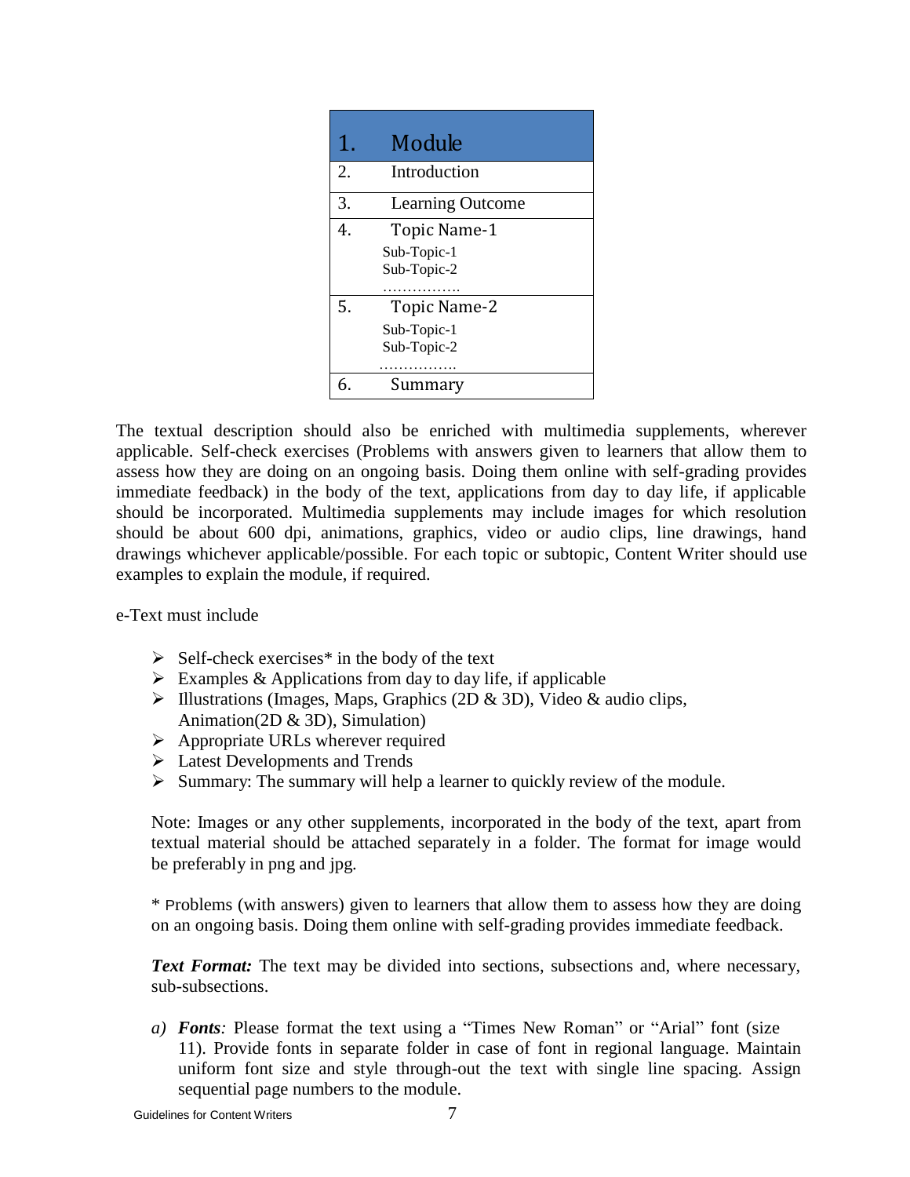| 1. | Module |
|---|---|
| 2. | Introduction |
| 3. | Learning Outcome |
| 4. | Topic Name-1<br>Sub-Topic-1<br>Sub-Topic-2<br>……………. |
| 5. | Topic Name-2<br>Sub-Topic-1<br>Sub-Topic-2<br>……………. |
| 6. | Summary |

The textual description should also be enriched with multimedia supplements, wherever applicable. Self-check exercises (Problems with answers given to learners that allow them to assess how they are doing on an ongoing basis. Doing them online with self-grading provides immediate feedback) in the body of the text, applications from day to day life, if applicable should be incorporated. Multimedia supplements may include images for which resolution should be about 600 dpi, animations, graphics, video or audio clips, line drawings, hand drawings whichever applicable/possible. For each topic or subtopic, Content Writer should use examples to explain the module, if required.

e-Text must include

- Self-check exercises* in the body of the text
- Examples & Applications from day to day life, if applicable
- Illustrations (Images, Maps, Graphics (2D & 3D), Video & audio clips, Animation(2D & 3D), Simulation)
- Appropriate URLs wherever required
- Latest Developments and Trends
- Summary: The summary will help a learner to quickly review of the module.

Note: Images or any other supplements, incorporated in the body of the text, apart from textual material should be attached separately in a folder. The format for image would be preferably in png and jpg.

* Problems (with answers) given to learners that allow them to assess how they are doing on an ongoing basis. Doing them online with self-grading provides immediate feedback.

***Text Format:*** The text may be divided into sections, subsections and, where necessary, sub-subsections.

*a)* ***Fonts****:* Please format the text using a "Times New Roman" or "Arial" font (size 11). Provide fonts in separate folder in case of font in regional language. Maintain uniform font size and style through-out the text with single line spacing. Assign sequential page numbers to the module.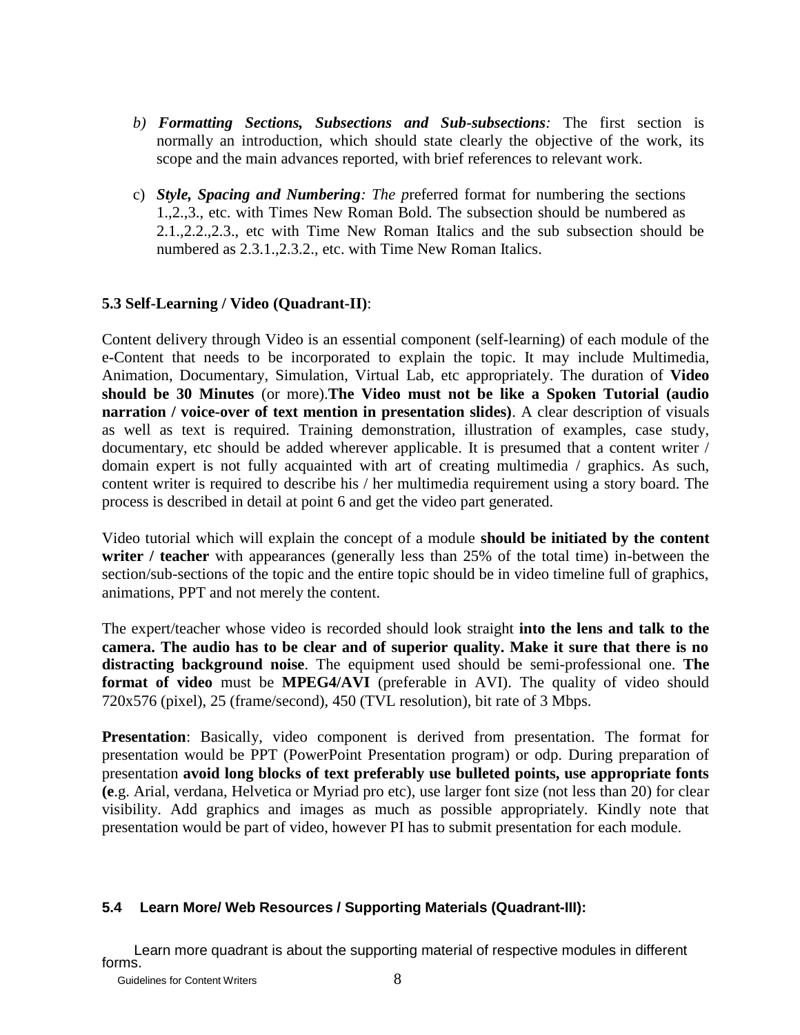b) ***Formatting Sections, Subsections and Sub-subsections**:* The first section is normally an introduction, which should state clearly the objective of the work, its scope and the main advances reported, with brief references to relevant work.

c) ***Style, Spacing and Numbering**: The p*referred format for numbering the sections 1.,2.,3., etc. with Times New Roman Bold. The subsection should be numbered as 2.1.,2.2.,2.3., etc with Time New Roman Italics and the sub subsection should be numbered as 2.3.1.,2.3.2., etc. with Time New Roman Italics.

### 5.3 Self-Learning / Video (Quadrant-II):

Content delivery through Video is an essential component (self-learning) of each module of the e-Content that needs to be incorporated to explain the topic. It may include Multimedia, Animation, Documentary, Simulation, Virtual Lab, etc appropriately. The duration of **Video should be 30 Minutes** (or more).**The Video must not be like a Spoken Tutorial (audio narration / voice-over of text mention in presentation slides)**. A clear description of visuals as well as text is required. Training demonstration, illustration of examples, case study, documentary, etc should be added wherever applicable. It is presumed that a content writer / domain expert is not fully acquainted with art of creating multimedia / graphics. As such, content writer is required to describe his / her multimedia requirement using a story board. The process is described in detail at point 6 and get the video part generated.

Video tutorial which will explain the concept of a module **should be initiated by the content writer / teacher** with appearances (generally less than 25% of the total time) in-between the section/sub-sections of the topic and the entire topic should be in video timeline full of graphics, animations, PPT and not merely the content.

The expert/teacher whose video is recorded should look straight **into the lens and talk to the camera. The audio has to be clear and of superior quality. Make it sure that there is no distracting background noise**. The equipment used should be semi-professional one. **The format of video** must be **MPEG4/AVI** (preferable in AVI). The quality of video should 720x576 (pixel), 25 (frame/second), 450 (TVL resolution), bit rate of 3 Mbps.

**Presentation**: Basically, video component is derived from presentation. The format for presentation would be PPT (PowerPoint Presentation program) or odp. During preparation of presentation **avoid long blocks of text preferably use bulleted points, use appropriate fonts (e**.g. Arial, verdana, Helvetica or Myriad pro etc), use larger font size (not less than 20) for clear visibility. Add graphics and images as much as possible appropriately. Kindly note that presentation would be part of video, however PI has to submit presentation for each module.

### 5.4 Learn More/ Web Resources / Supporting Materials (Quadrant-III):

Learn more quadrant is about the supporting material of respective modules in different forms.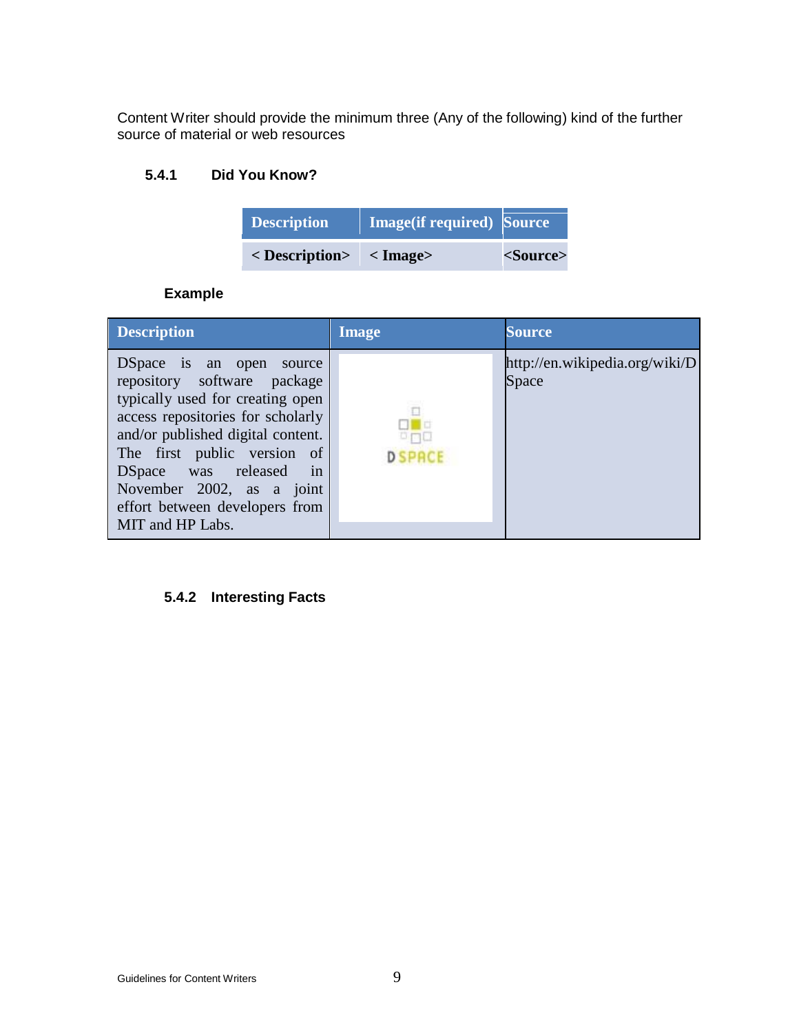Content Writer should provide the minimum three (Any of the following) kind of the further source of material or web resources

### 5.4.1 Did You Know?

| Description | Image(if required) | Source |
| --- | --- | --- |
| < Description> | < Image> | <Source> |

**Example**

| Description | Image | Source |
| --- | --- | --- |
| DSpace is an open source repository software package typically used for creating open access repositories for scholarly and/or published digital content. The first public version of DSpace was released in November 2002, as a joint effort between developers from MIT and HP Labs. | DSPACE | http://en.wikipedia.org/wiki/DSpace |

### 5.4.2 Interesting Facts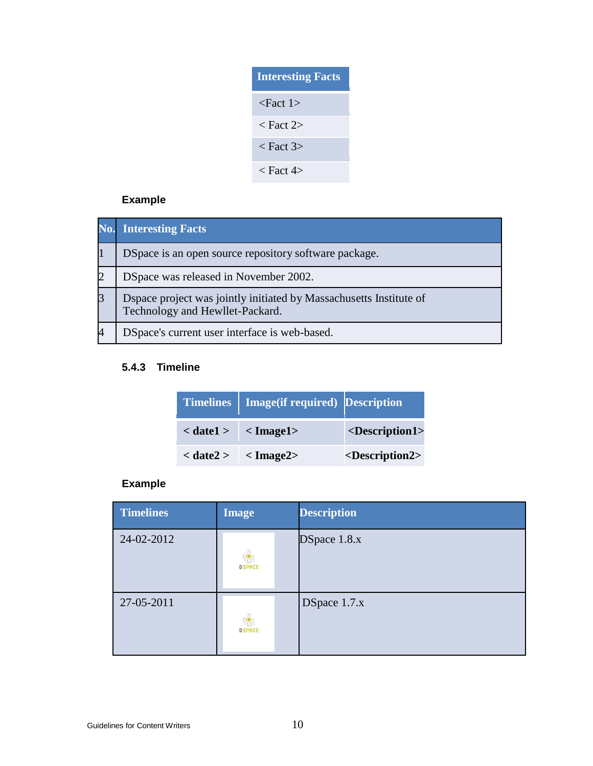| Interesting Facts |
| --- |
| <Fact 1> |
| < Fact 2> |
| < Fact 3> |
| < Fact 4> |

**Example**

| No. | Interesting Facts |
| --- | --- |
| 1 | DSpace is an open source repository software package. |
| 2 | DSpace was released in November 2002. |
| 3 | Dspace project was jointly initiated by Massachusetts Institute of Technology and Hewllet-Packard. |
| 4 | DSpace's current user interface is web-based. |

### 5.4.3 Timeline

| Timelines | Image(if required) | Description |
| --- | --- | --- |
| **< date1 >** | **< Image1>** | **<Description1>** |
| **< date2 >** | **< Image2>** | **<Description2>** |

**Example**

| Timelines | Image | Description |
| --- | --- | --- |
| 24-02-2012 | DSPACE | DSpace 1.8.x |
| 27-05-2011 | DSPACE | DSpace 1.7.x |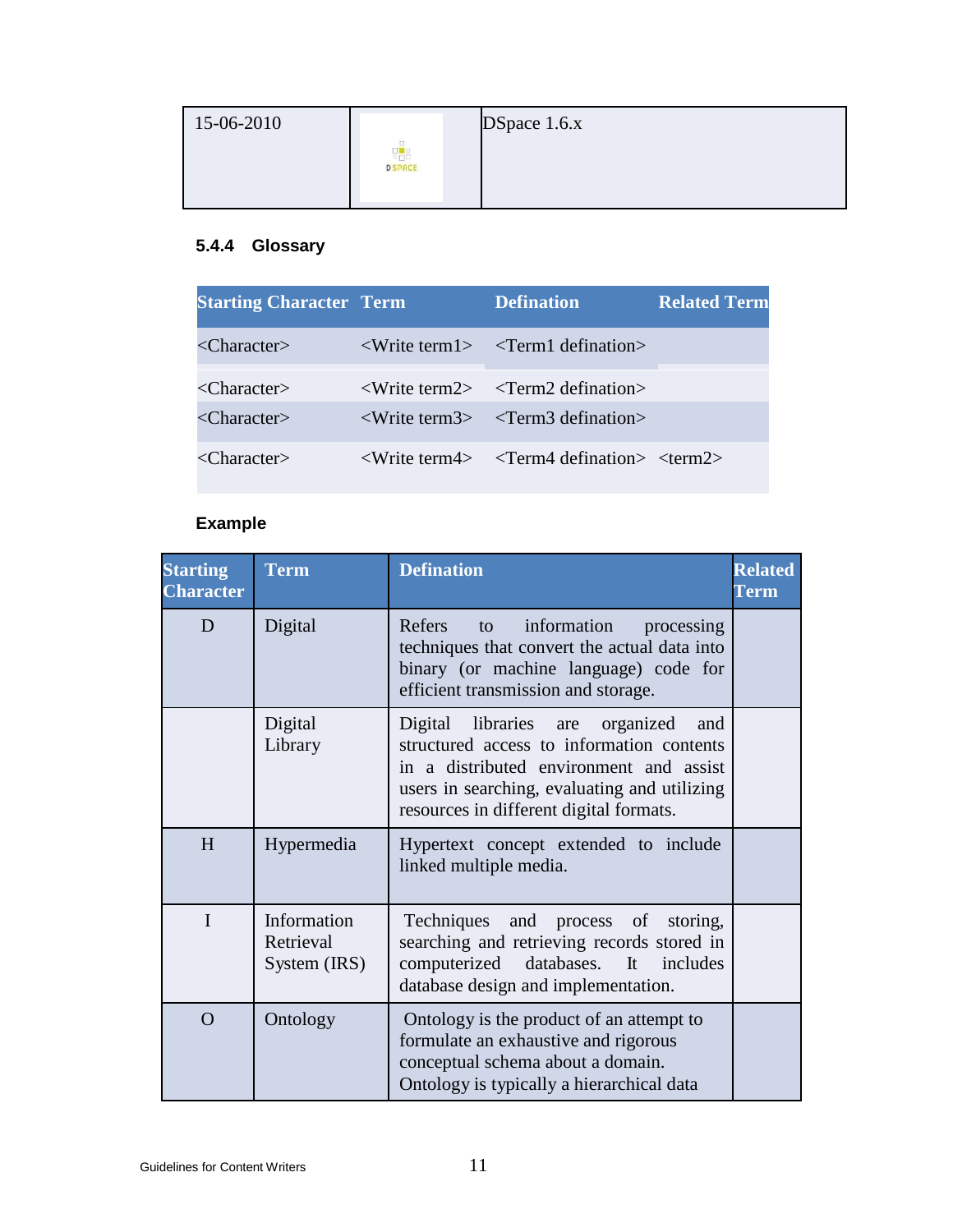| 15-06-2010 | | DSpace 1.6.x |
|---|---|---|

### 5.4.4 Glossary

| Starting Character | Term | Defination | Related Term |
|---|---|---|---|
| <Character> | <Write term1> | <Term1 defination> | |
| <Character> | <Write term2> | <Term2 defination> | |
| <Character> | <Write term3> | <Term3 defination> | |
| <Character> | <Write term4> | <Term4 defination> | <term2> |

**Example**

| Starting Character | Term | Defination | Related Term |
|---|---|---|---|
| D | Digital | Refers to information processing techniques that convert the actual data into binary (or machine language) code for efficient transmission and storage. | |
| | Digital Library | Digital libraries are organized and structured access to information contents in a distributed environment and assist users in searching, evaluating and utilizing resources in different digital formats. | |
| H | Hypermedia | Hypertext concept extended to include linked multiple media. | |
| I | Information Retrieval System (IRS) | Techniques and process of storing, searching and retrieving records stored in computerized databases. It includes database design and implementation. | |
| O | Ontology | Ontology is the product of an attempt to formulate an exhaustive and rigorous conceptual schema about a domain. Ontology is typically a hierarchical data | |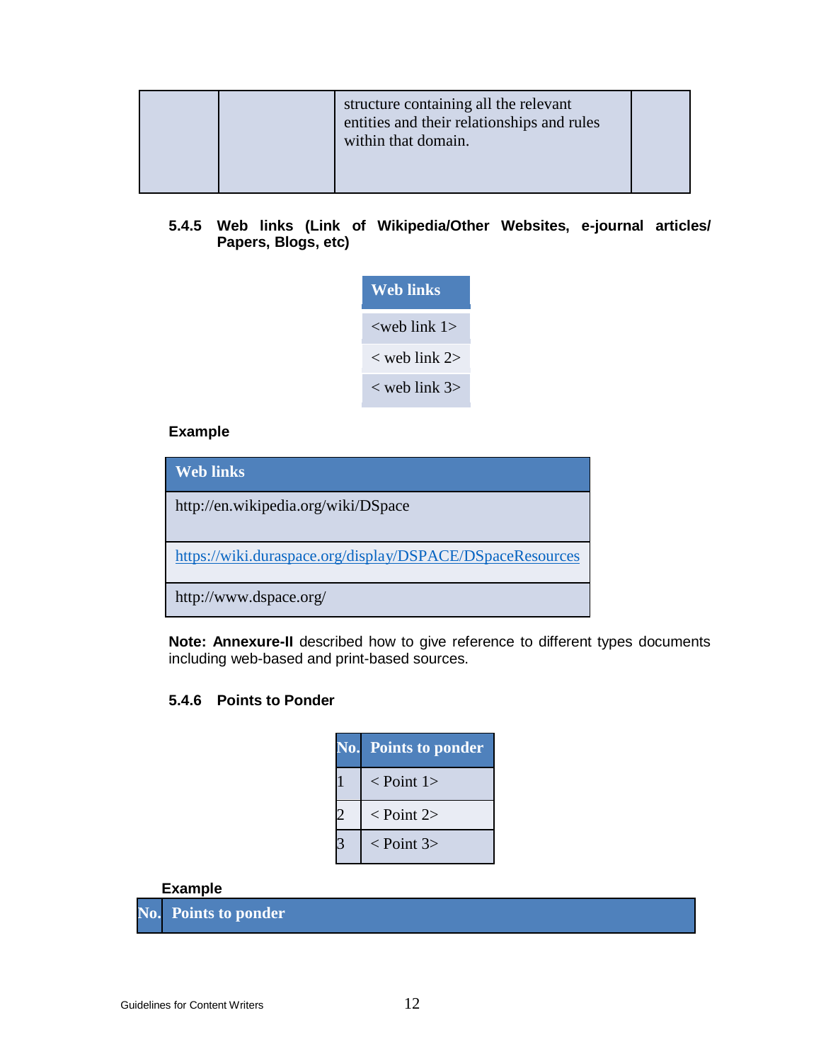|  |  | structure containing all the relevant entities and their relationships and rules within that domain. |  |
|---|---|---|---|

### 5.4.5 Web links (Link of Wikipedia/Other Websites, e-journal articles/ Papers, Blogs, etc)

| Web links |
|---|
| <web link 1> |
| < web link 2> |
| < web link 3> |

**Example**

| Web links |
|---|
| http://en.wikipedia.org/wiki/DSpace |
| https://wiki.duraspace.org/display/DSPACE/DSpaceResources |
| http://www.dspace.org/ |

**Note: Annexure-II** described how to give reference to different types documents including web-based and print-based sources.

### 5.4.6 Points to Ponder

| No. | Points to ponder |
|---|---|
| 1 | < Point 1> |
| 2 | < Point 2> |
| 3 | < Point 3> |

**Example**

| No. | Points to ponder |
|---|---|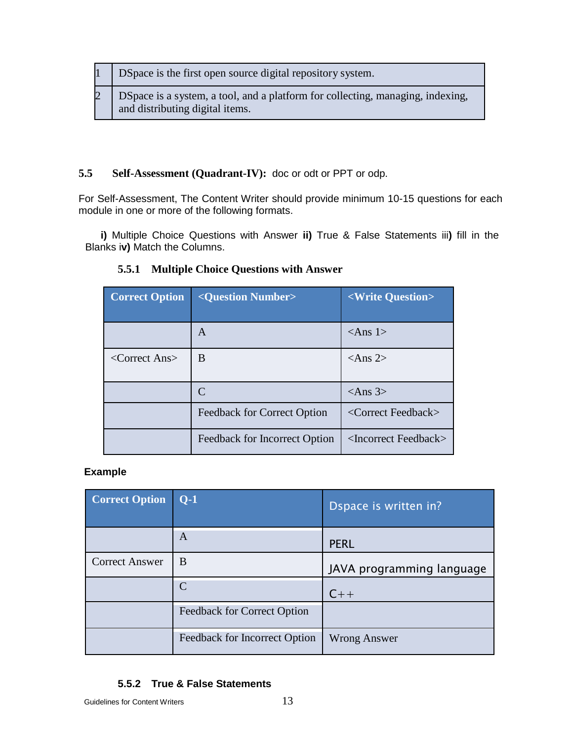| 1 | DSpace is the first open source digital repository system. |
|---|---|
| 2 | DSpace is a system, a tool, and a platform for collecting, managing, indexing, and distributing digital items. |

### 5.5 Self-Assessment (Quadrant-IV): doc or odt or PPT or odp.

For Self-Assessment, The Content Writer should provide minimum 10-15 questions for each module in one or more of the following formats.

**i)** Multiple Choice Questions with Answer **ii)** True & False Statements iii**)** fill in the Blanks i**v)** Match the Columns.

#### 5.5.1 Multiple Choice Questions with Answer

| Correct Option | <Question Number> | <Write Question> |
|---|---|---|
| | A | <Ans 1> |
| <Correct Ans> | B | <Ans 2> |
| | C | <Ans 3> |
| | Feedback for Correct Option | <Correct Feedback> |
| | Feedback for Incorrect Option | <Incorrect Feedback> |

**Example**

| Correct Option | Q-1 | Dspace is written in? |
|---|---|---|
| | A | PERL |
| Correct Answer | B | JAVA programming language |
| | C | C++ |
| | Feedback for Correct Option | |
| | Feedback for Incorrect Option | Wrong Answer |

#### 5.5.2 True & False Statements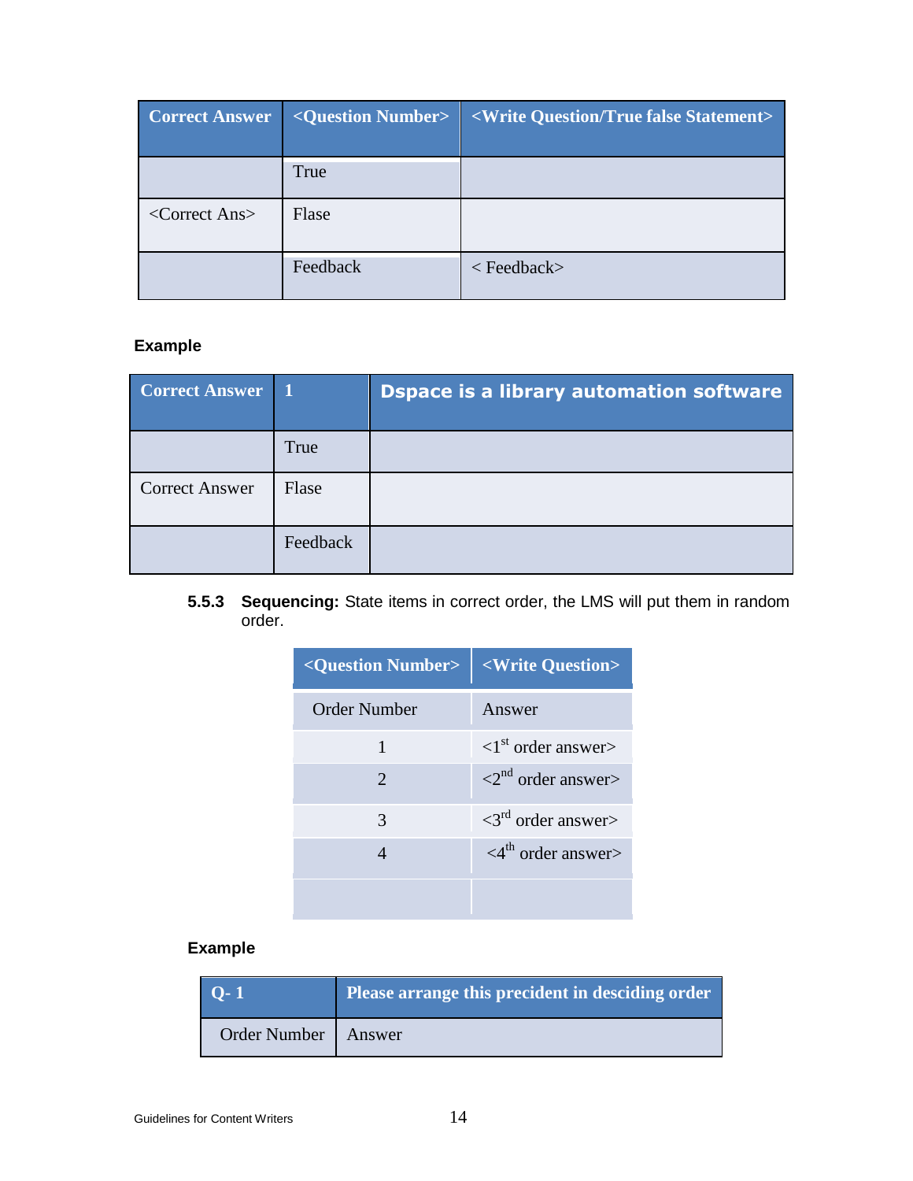| Correct Answer | <Question Number> | <Write Question/True false Statement> |
|---|---|---|
| | True | |
| <Correct Ans> | Flase | |
| | Feedback | < Feedback> |

**Example**

| Correct Answer | 1 | Dspace is a library automation software |
|---|---|---|
| | True | |
| Correct Answer | Flase | |
| | Feedback | |

**5.5.3 Sequencing:** State items in correct order, the LMS will put them in random order.

| <Question Number> | <Write Question> |
|---|---|
| Order Number | Answer |
| 1 | <1st order answer> |
| 2 | <2nd order answer> |
| 3 | <3rd order answer> |
| 4 | <4th order answer> |
| | |

**Example**

| Q- 1 | Please arrange this precident in desciding order |
|---|---|
| Order Number | Answer |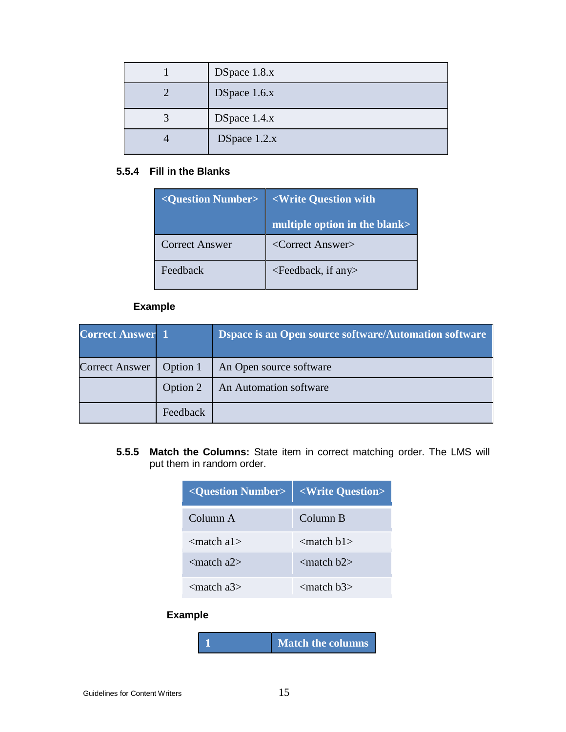| 1 | DSpace 1.8.x |
|---|---|
| 2 | DSpace 1.6.x |
| 3 | DSpace 1.4.x |
| 4 | DSpace 1.2.x |

### 5.5.4 Fill in the Blanks

| <Question Number> | <Write Question with multiple option in the blank> |
|---|---|
| Correct Answer | <Correct Answer> |
| Feedback | <Feedback, if any> |

**Example**

| Correct Answer | 1 | Dspace is an Open source software/Automation software |
|---|---|---|
| Correct Answer | Option 1 | An Open source software |
| | Option 2 | An Automation software |
| | Feedback | |

### 5.5.5 Match the Columns

**Match the Columns:** State item in correct matching order. The LMS will put them in random order.

| <Question Number> | <Write Question> |
|---|---|
| Column A | Column B |
| <match a1> | <match b1> |
| <match a2> | <match b2> |
| <match a3> | <match b3> |

**Example**

| 1 | Match the columns |
|---|---|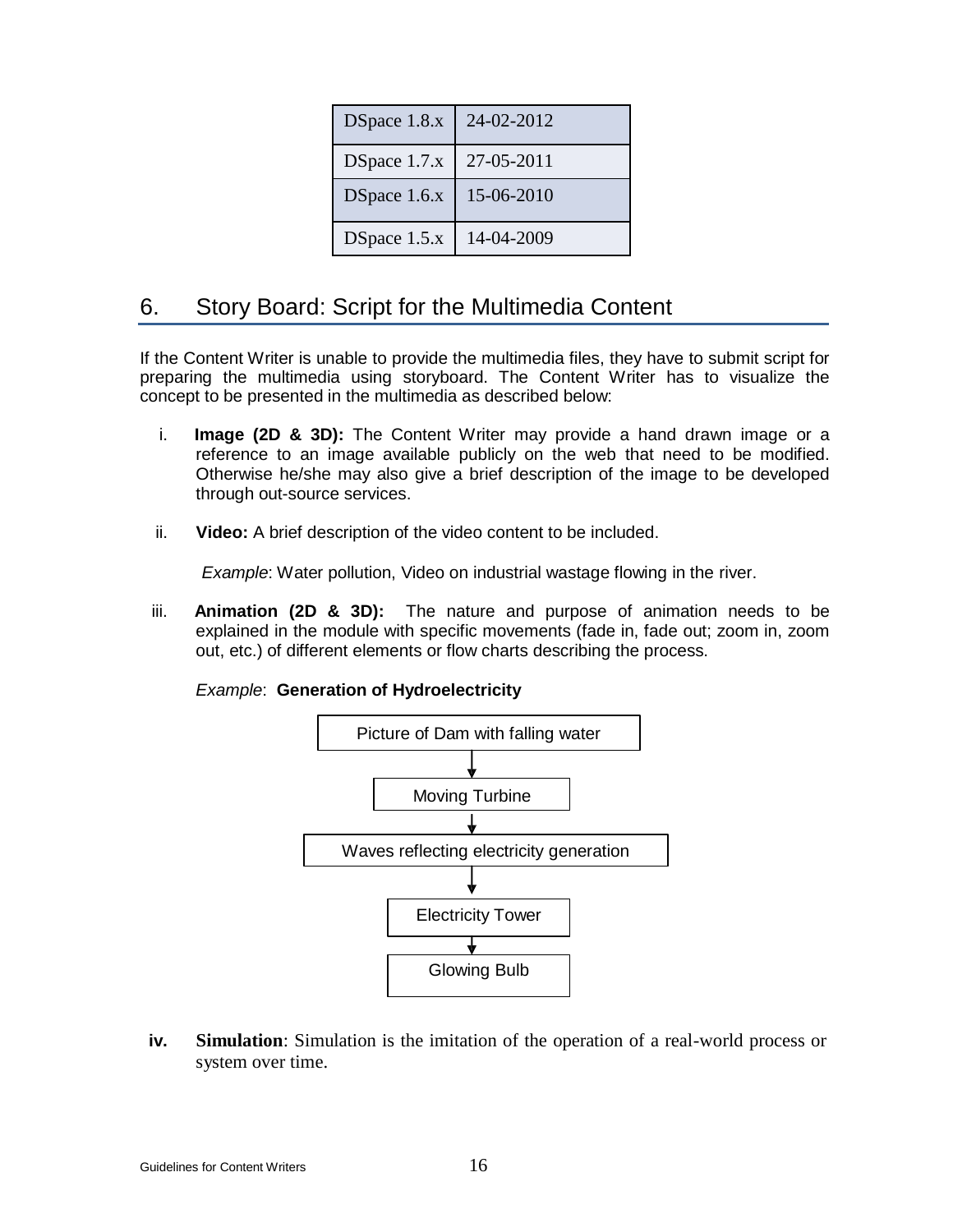| DSpace 1.8.x | 24-02-2012 |
|---|---|
| DSpace 1.7.x | 27-05-2011 |
| DSpace 1.6.x | 15-06-2010 |
| DSpace 1.5.x | 14-04-2009 |

## 6. Story Board: Script for the Multimedia Content

If the Content Writer is unable to provide the multimedia files, they have to submit script for preparing the multimedia using storyboard. The Content Writer has to visualize the concept to be presented in the multimedia as described below:

i. **Image (2D & 3D):** The Content Writer may provide a hand drawn image or a reference to an image available publicly on the web that need to be modified. Otherwise he/she may also give a brief description of the image to be developed through out-source services.

ii. **Video:** A brief description of the video content to be included.

   *Example*: Water pollution, Video on industrial wastage flowing in the river.

iii. **Animation (2D & 3D):** The nature and purpose of animation needs to be explained in the module with specific movements (fade in, fade out; zoom in, zoom out, etc.) of different elements or flow charts describing the process.

   *Example*: **Generation of Hydroelectricity**

   Picture of Dam with falling water
   ↓
   Moving Turbine
   ↓
   Waves reflecting electricity generation
   ↓
   Electricity Tower
   ↓
   Glowing Bulb

iv. **Simulation**: Simulation is the imitation of the operation of a real-world process or system over time.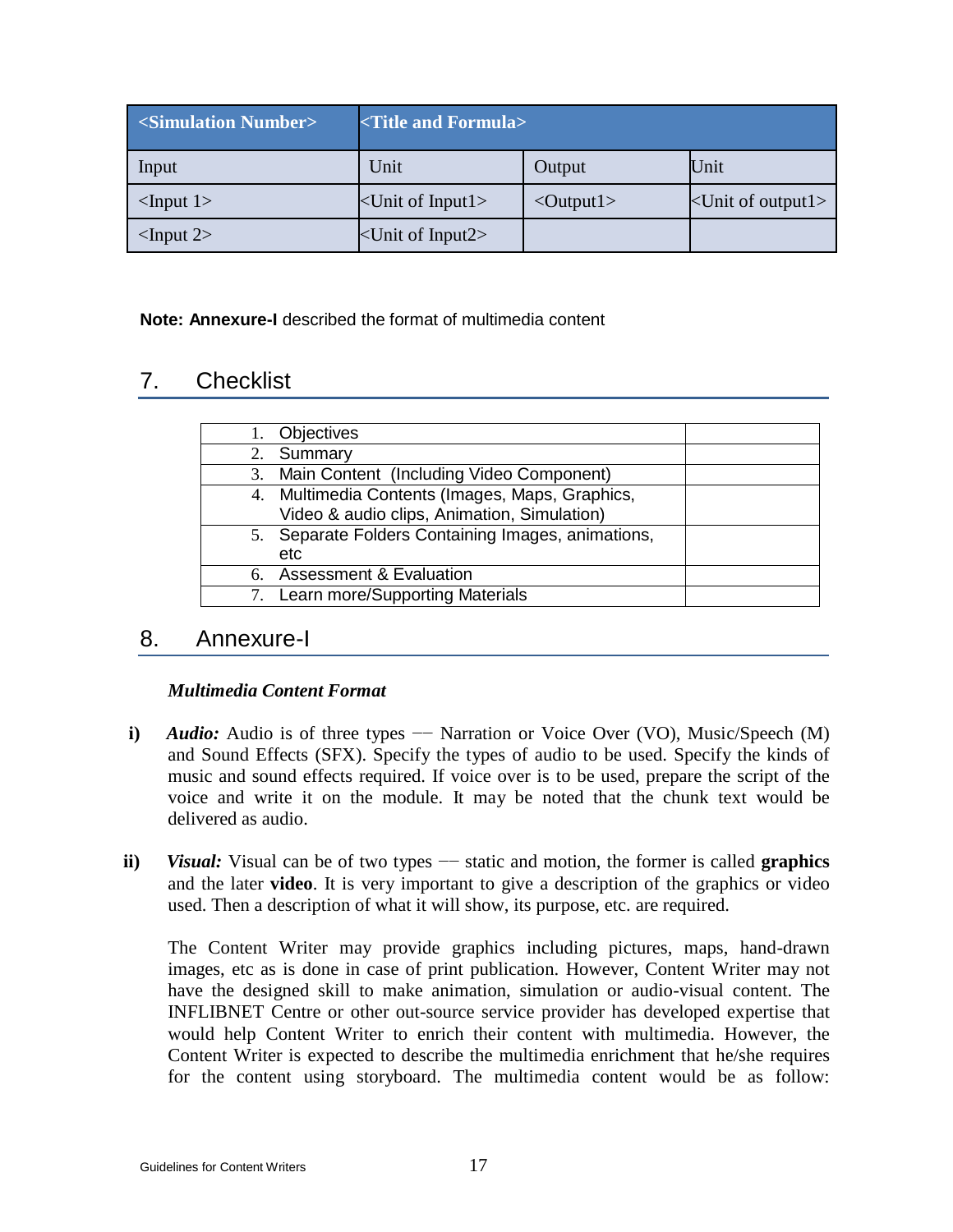| <Simulation Number> | <Title and Formula> | | |
|---|---|---|---|
| Input | Unit | Output | Unit |
| <Input 1> | <Unit of Input1> | <Output1> | <Unit of output1> |
| <Input 2> | <Unit of Input2> | | |

**Note: Annexure-I** described the format of multimedia content

## 7. Checklist

| | |
|---|---|
| 1. Objectives | |
| 2. Summary | |
| 3. Main Content (Including Video Component) | |
| 4. Multimedia Contents (Images, Maps, Graphics, Video & audio clips, Animation, Simulation) | |
| 5. Separate Folders Containing Images, animations, etc | |
| 6. Assessment & Evaluation | |
| 7. Learn more/Supporting Materials | |

## 8. Annexure-I

***Multimedia Content Format***

**i)** ***Audio:*** Audio is of three types –– Narration or Voice Over (VO), Music/Speech (M) and Sound Effects (SFX). Specify the types of audio to be used. Specify the kinds of music and sound effects required. If voice over is to be used, prepare the script of the voice and write it on the module. It may be noted that the chunk text would be delivered as audio.

**ii)** ***Visual:*** Visual can be of two types –– static and motion, the former is called **graphics** and the later **video**. It is very important to give a description of the graphics or video used. Then a description of what it will show, its purpose, etc. are required.

The Content Writer may provide graphics including pictures, maps, hand-drawn images, etc as is done in case of print publication. However, Content Writer may not have the designed skill to make animation, simulation or audio-visual content. The INFLIBNET Centre or other out-source service provider has developed expertise that would help Content Writer to enrich their content with multimedia. However, the Content Writer is expected to describe the multimedia enrichment that he/she requires for the content using storyboard. The multimedia content would be as follow: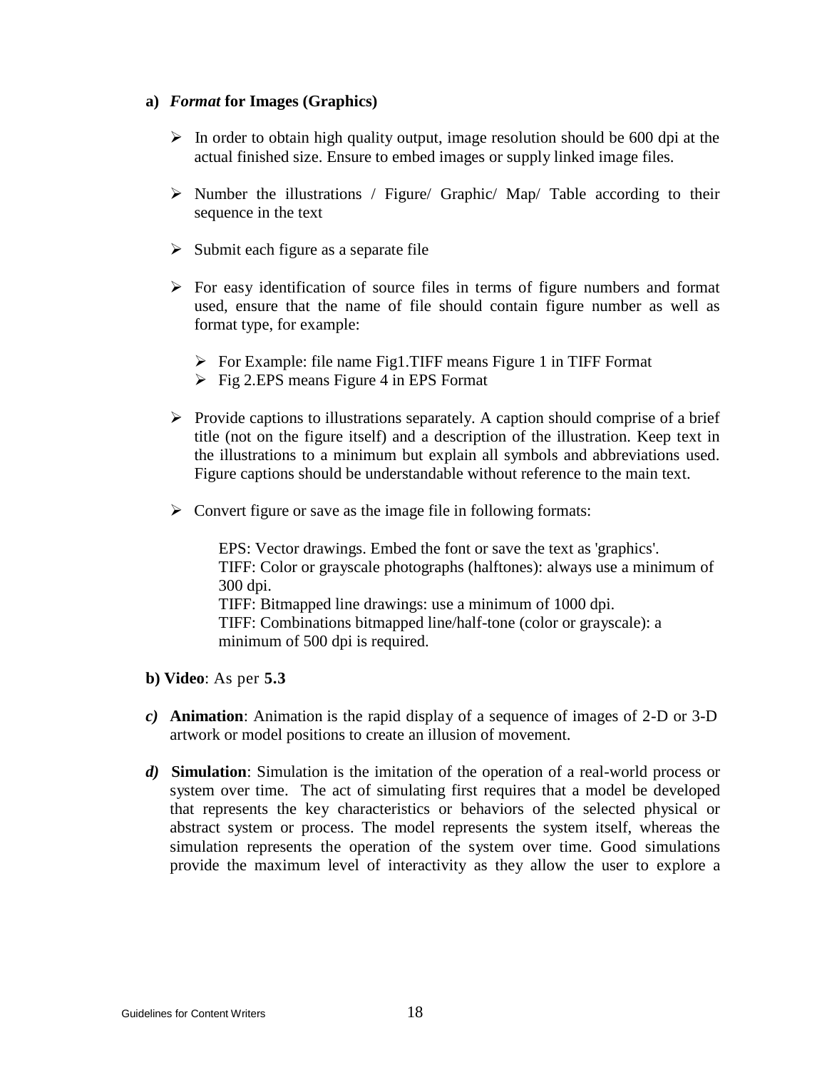**a)** ***Format*** **for Images (Graphics)**

- In order to obtain high quality output, image resolution should be 600 dpi at the actual finished size. Ensure to embed images or supply linked image files.

- Number the illustrations / Figure/ Graphic/ Map/ Table according to their sequence in the text

- Submit each figure as a separate file

- For easy identification of source files in terms of figure numbers and format used, ensure that the name of file should contain figure number as well as format type, for example:

  - For Example: file name Fig1.TIFF means Figure 1 in TIFF Format
  - Fig 2.EPS means Figure 4 in EPS Format

- Provide captions to illustrations separately. A caption should comprise of a brief title (not on the figure itself) and a description of the illustration. Keep text in the illustrations to a minimum but explain all symbols and abbreviations used. Figure captions should be understandable without reference to the main text.

- Convert figure or save as the image file in following formats:

  EPS: Vector drawings. Embed the font or save the text as 'graphics'.
  TIFF: Color or grayscale photographs (halftones): always use a minimum of 300 dpi.
  TIFF: Bitmapped line drawings: use a minimum of 1000 dpi.
  TIFF: Combinations bitmapped line/half-tone (color or grayscale): a minimum of 500 dpi is required.

**b) Video**: As per **5.3**

***c)*** **Animation**: Animation is the rapid display of a sequence of images of 2-D or 3-D artwork or model positions to create an illusion of movement.

***d)*** **Simulation**: Simulation is the imitation of the operation of a real-world process or system over time. The act of simulating first requires that a model be developed that represents the key characteristics or behaviors of the selected physical or abstract system or process. The model represents the system itself, whereas the simulation represents the operation of the system over time. Good simulations provide the maximum level of interactivity as they allow the user to explore a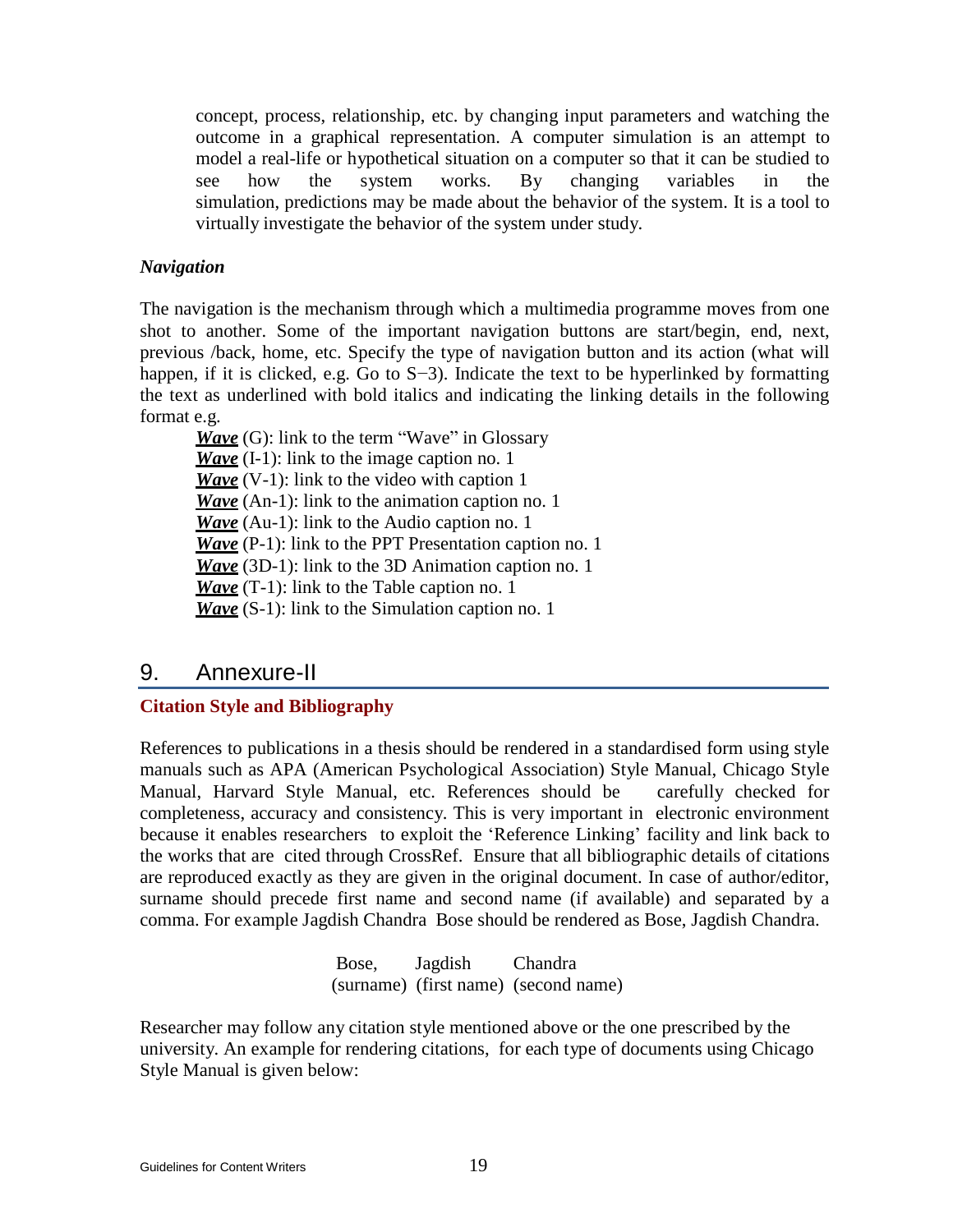concept, process, relationship, etc. by changing input parameters and watching the outcome in a graphical representation. A computer simulation is an attempt to model a real-life or hypothetical situation on a computer so that it can be studied to see how the system works. By changing variables in the simulation, predictions may be made about the behavior of the system. It is a tool to virtually investigate the behavior of the system under study.

***Navigation***

The navigation is the mechanism through which a multimedia programme moves from one shot to another. Some of the important navigation buttons are start/begin, end, next, previous /back, home, etc. Specify the type of navigation button and its action (what will happen, if it is clicked, e.g. Go to S−3). Indicate the text to be hyperlinked by formatting the text as underlined with bold italics and indicating the linking details in the following format e.g.

<u>***Wave***</u> (G): link to the term "Wave" in Glossary
<u>***Wave***</u> (I-1): link to the image caption no. 1
<u>***Wave***</u> (V-1): link to the video with caption 1
<u>***Wave***</u> (An-1): link to the animation caption no. 1
<u>***Wave***</u> (Au-1): link to the Audio caption no. 1
<u>***Wave***</u> (P-1): link to the PPT Presentation caption no. 1
<u>***Wave***</u> (3D-1): link to the 3D Animation caption no. 1
<u>***Wave***</u> (T-1): link to the Table caption no. 1
<u>***Wave***</u> (S-1): link to the Simulation caption no. 1

## 9. Annexure-II

### Citation Style and Bibliography

References to publications in a thesis should be rendered in a standardised form using style manuals such as APA (American Psychological Association) Style Manual, Chicago Style Manual, Harvard Style Manual, etc. References should be carefully checked for completeness, accuracy and consistency. This is very important in electronic environment because it enables researchers to exploit the 'Reference Linking' facility and link back to the works that are cited through CrossRef. Ensure that all bibliographic details of citations are reproduced exactly as they are given in the original document. In case of author/editor, surname should precede first name and second name (if available) and separated by a comma. For example Jagdish Chandra Bose should be rendered as Bose, Jagdish Chandra.

| Bose, | Jagdish | Chandra |
|---|---|---|
| (surname) | (first name) | (second name) |

Researcher may follow any citation style mentioned above or the one prescribed by the university. An example for rendering citations, for each type of documents using Chicago Style Manual is given below: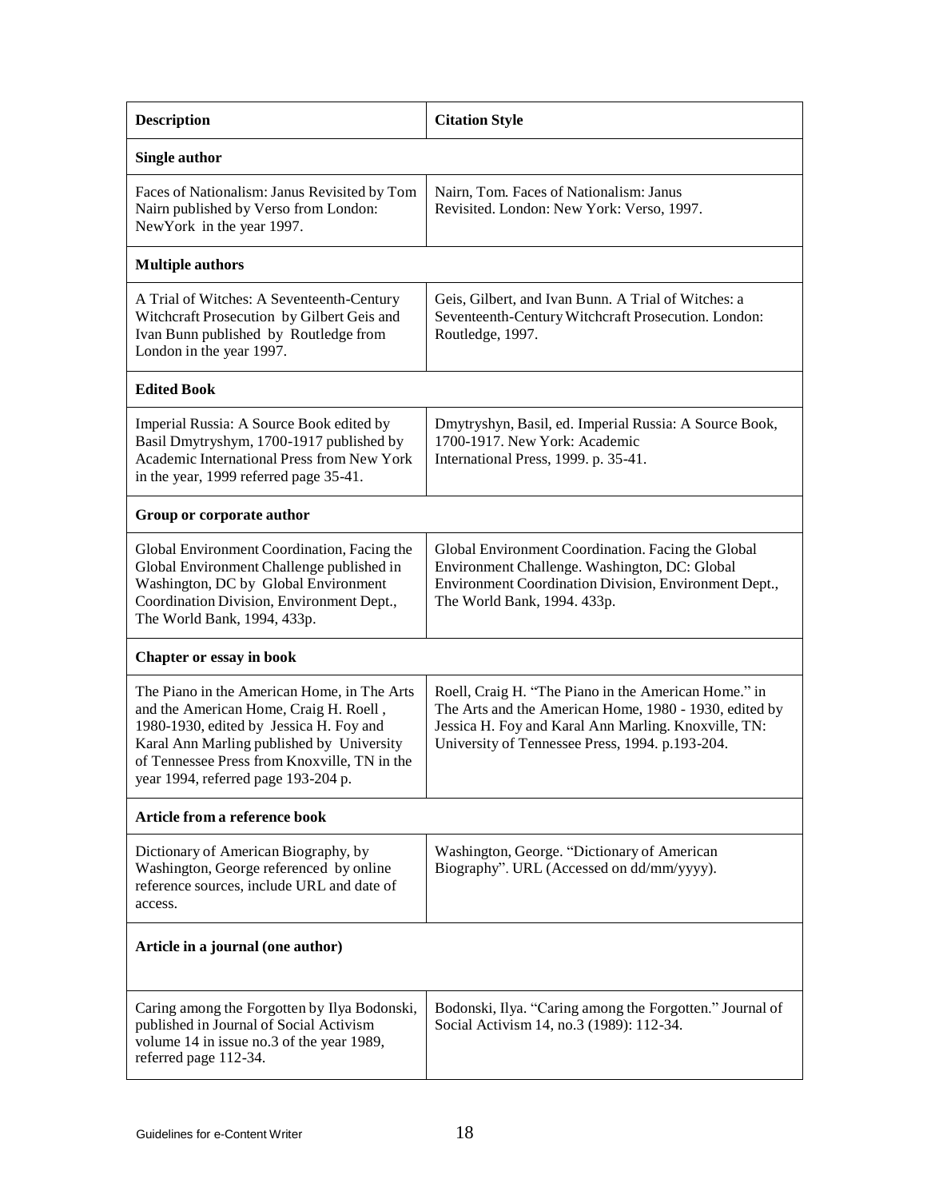| Description | Citation Style |
|---|---|
| **Single author** | |
| Faces of Nationalism: Janus Revisited by Tom Nairn published by Verso from London: NewYork in the year 1997. | Nairn, Tom. Faces of Nationalism: Janus Revisited. London: New York: Verso, 1997. |
| **Multiple authors** | |
| A Trial of Witches: A Seventeenth-Century Witchcraft Prosecution by Gilbert Geis and Ivan Bunn published by Routledge from London in the year 1997. | Geis, Gilbert, and Ivan Bunn. A Trial of Witches: a Seventeenth-Century Witchcraft Prosecution. London: Routledge, 1997. |
| **Edited Book** | |
| Imperial Russia: A Source Book edited by Basil Dmytryshym, 1700-1917 published by Academic International Press from New York in the year, 1999 referred page 35-41. | Dmytryshyn, Basil, ed. Imperial Russia: A Source Book, 1700-1917. New York: Academic International Press, 1999. p. 35-41. |
| **Group or corporate author** | |
| Global Environment Coordination, Facing the Global Environment Challenge published in Washington, DC by Global Environment Coordination Division, Environment Dept., The World Bank, 1994, 433p. | Global Environment Coordination. Facing the Global Environment Challenge. Washington, DC: Global Environment Coordination Division, Environment Dept., The World Bank, 1994. 433p. |
| **Chapter or essay in book** | |
| The Piano in the American Home, in The Arts and the American Home, Craig H. Roell , 1980-1930, edited by Jessica H. Foy and Karal Ann Marling published by University of Tennessee Press from Knoxville, TN in the year 1994, referred page 193-204 p. | Roell, Craig H. "The Piano in the American Home." in The Arts and the American Home, 1980 - 1930, edited by Jessica H. Foy and Karal Ann Marling. Knoxville, TN: University of Tennessee Press, 1994. p.193-204. |
| **Article from a reference book** | |
| Dictionary of American Biography, by Washington, George referenced by online reference sources, include URL and date of access. | Washington, George. "Dictionary of American Biography". URL (Accessed on dd/mm/yyyy). |
| **Article in a journal (one author)** | |
| Caring among the Forgotten by Ilya Bodonski, published in Journal of Social Activism volume 14 in issue no.3 of the year 1989, referred page 112-34. | Bodonski, Ilya. "Caring among the Forgotten." Journal of Social Activism 14, no.3 (1989): 112-34. |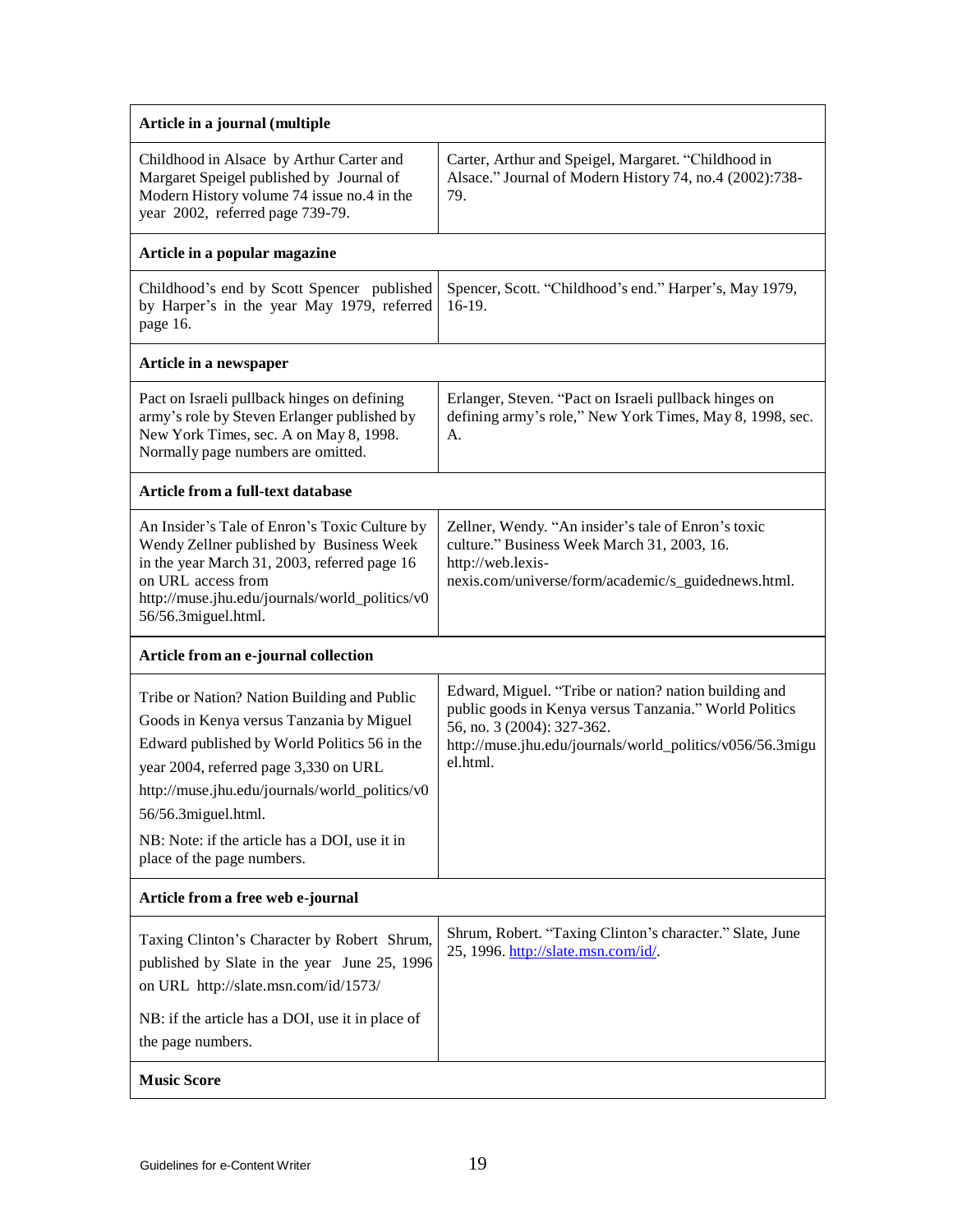| Article in a journal (multiple | |
|---|---|
| Childhood in Alsace by Arthur Carter and Margaret Speigel published by Journal of Modern History volume 74 issue no.4 in the year 2002, referred page 739-79. | Carter, Arthur and Speigel, Margaret. "Childhood in Alsace." Journal of Modern History 74, no.4 (2002):738-79. |
| **Article in a popular magazine** | |
| Childhood's end by Scott Spencer published by Harper's in the year May 1979, referred page 16. | Spencer, Scott. "Childhood's end." Harper's, May 1979, 16-19. |
| **Article in a newspaper** | |
| Pact on Israeli pullback hinges on defining army's role by Steven Erlanger published by New York Times, sec. A on May 8, 1998. Normally page numbers are omitted. | Erlanger, Steven. "Pact on Israeli pullback hinges on defining army's role," New York Times, May 8, 1998, sec. A. |
| **Article from a full-text database** | |
| An Insider's Tale of Enron's Toxic Culture by Wendy Zellner published by Business Week in the year March 31, 2003, referred page 16 on URL access from http://muse.jhu.edu/journals/world_politics/v056/56.3miguel.html. | Zellner, Wendy. "An insider's tale of Enron's toxic culture." Business Week March 31, 2003, 16. http://web.lexis-nexis.com/universe/form/academic/s_guidednews.html. |
| **Article from an e-journal collection** | |
| Tribe or Nation? Nation Building and Public Goods in Kenya versus Tanzania by Miguel Edward published by World Politics 56 in the year 2004, referred page 3,330 on URL http://muse.jhu.edu/journals/world_politics/v056/56.3miguel.html. <br><br> NB: Note: if the article has a DOI, use it in place of the page numbers. | Edward, Miguel. "Tribe or nation? nation building and public goods in Kenya versus Tanzania." World Politics 56, no. 3 (2004): 327-362. http://muse.jhu.edu/journals/world_politics/v056/56.3miguel.html. |
| **Article from a free web e-journal** | |
| Taxing Clinton's Character by Robert Shrum, published by Slate in the year June 25, 1996 on URL http://slate.msn.com/id/1573/ <br><br> NB: if the article has a DOI, use it in place of the page numbers. | Shrum, Robert. "Taxing Clinton's character." Slate, June 25, 1996. http://slate.msn.com/id/. |
| **Music Score** | |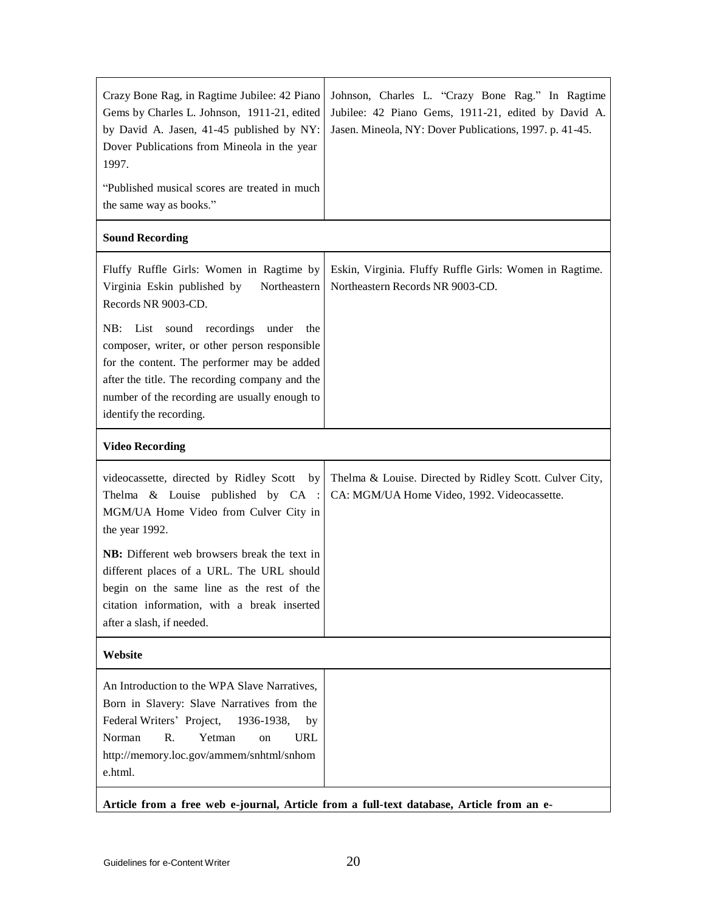| | |
|---|---|
| Crazy Bone Rag, in Ragtime Jubilee: 42 Piano Gems by Charles L. Johnson, 1911-21, edited by David A. Jasen, 41-45 published by NY: Dover Publications from Mineola in the year 1997.<br><br>"Published musical scores are treated in much the same way as books." | Johnson, Charles L. "Crazy Bone Rag." In Ragtime Jubilee: 42 Piano Gems, 1911-21, edited by David A. Jasen. Mineola, NY: Dover Publications, 1997. p. 41-45. |
| **Sound Recording** | |
| Fluffy Ruffle Girls: Women in Ragtime by Virginia Eskin published by Northeastern Records NR 9003-CD.<br><br>NB: List sound recordings under the composer, writer, or other person responsible for the content. The performer may be added after the title. The recording company and the number of the recording are usually enough to identify the recording. | Eskin, Virginia. Fluffy Ruffle Girls: Women in Ragtime. Northeastern Records NR 9003-CD. |
| **Video Recording** | |
| videocassette, directed by Ridley Scott by Thelma & Louise published by CA : MGM/UA Home Video from Culver City in the year 1992.<br><br>**NB:** Different web browsers break the text in different places of a URL. The URL should begin on the same line as the rest of the citation information, with a break inserted after a slash, if needed. | Thelma & Louise. Directed by Ridley Scott. Culver City, CA: MGM/UA Home Video, 1992. Videocassette. |
| **Website** | |
| An Introduction to the WPA Slave Narratives, Born in Slavery: Slave Narratives from the Federal Writers' Project, 1936-1938, by Norman R. Yetman on URL http://memory.loc.gov/ammem/snhtml/snhome.html. | |
| **Article from a free web e-journal, Article from a full-text database, Article from an e-** | |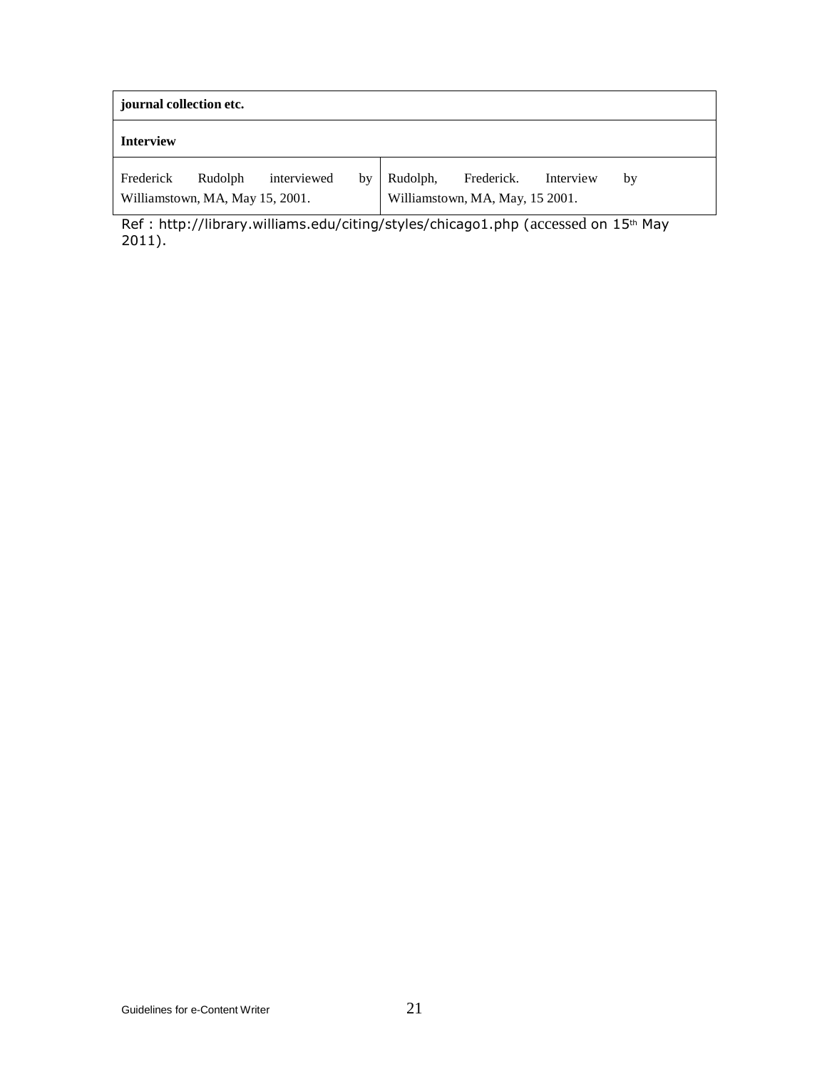| | |
|---|---|
| **journal collection etc.** | |
| **Interview** | |
| Frederick Rudolph interviewed by Williamstown, MA, May 15, 2001. | Rudolph, Frederick. Interview by Williamstown, MA, May, 15 2001. |

Ref : http://library.williams.edu/citing/styles/chicago1.php (accessed on 15th May 2011).